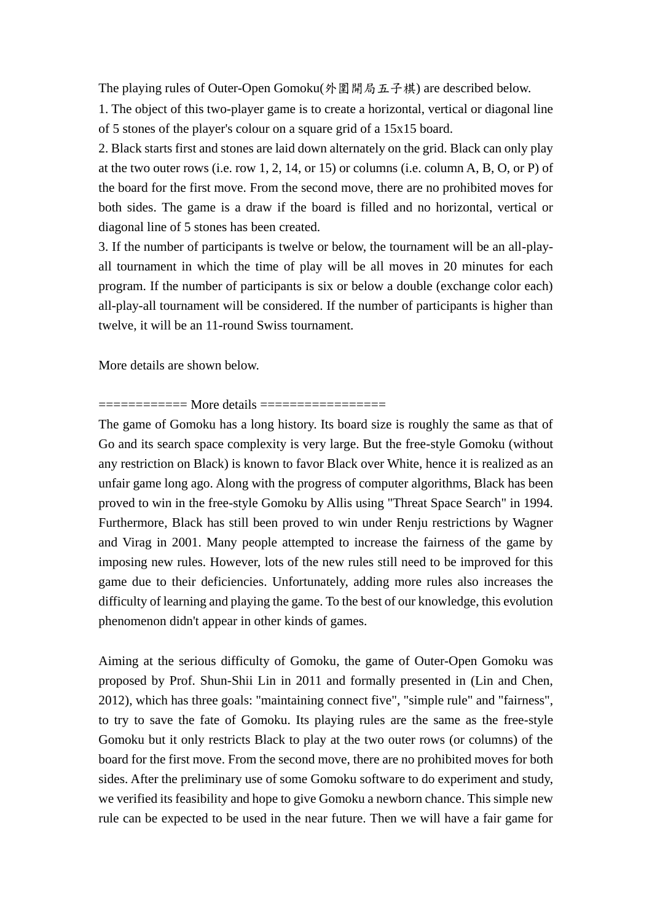The playing rules of Outer-Open Gomoku(外圍開局五子棋) are described below.

1. The object of this two-player game is to create a horizontal, vertical or diagonal line of 5 stones of the player's colour on a square grid of a 15x15 board.
2. Black starts first and stones are laid down alternately on the grid. Black can only play at the two outer rows (i.e. row 1, 2, 14, or 15) or columns (i.e. column A, B, O, or P) of the board for the first move. From the second move, there are no prohibited moves for both sides. The game is a draw if the board is filled and no horizontal, vertical or diagonal line of 5 stones has been created.
3. If the number of participants is twelve or below, the tournament will be an all-play-all tournament in which the time of play will be all moves in 20 minutes for each program. If the number of participants is six or below a double (exchange color each) all-play-all tournament will be considered. If the number of participants is higher than twelve, it will be an 11-round Swiss tournament.

More details are shown below.

============ More details =================

The game of Gomoku has a long history. Its board size is roughly the same as that of Go and its search space complexity is very large. But the free-style Gomoku (without any restriction on Black) is known to favor Black over White, hence it is realized as an unfair game long ago. Along with the progress of computer algorithms, Black has been proved to win in the free-style Gomoku by Allis using "Threat Space Search" in 1994. Furthermore, Black has still been proved to win under Renju restrictions by Wagner and Virag in 2001. Many people attempted to increase the fairness of the game by imposing new rules. However, lots of the new rules still need to be improved for this game due to their deficiencies. Unfortunately, adding more rules also increases the difficulty of learning and playing the game. To the best of our knowledge, this evolution phenomenon didn't appear in other kinds of games.

Aiming at the serious difficulty of Gomoku, the game of Outer-Open Gomoku was proposed by Prof. Shun-Shii Lin in 2011 and formally presented in (Lin and Chen, 2012), which has three goals: "maintaining connect five", "simple rule" and "fairness", to try to save the fate of Gomoku. Its playing rules are the same as the free-style Gomoku but it only restricts Black to play at the two outer rows (or columns) of the board for the first move. From the second move, there are no prohibited moves for both sides. After the preliminary use of some Gomoku software to do experiment and study, we verified its feasibility and hope to give Gomoku a newborn chance. This simple new rule can be expected to be used in the near future. Then we will have a fair game for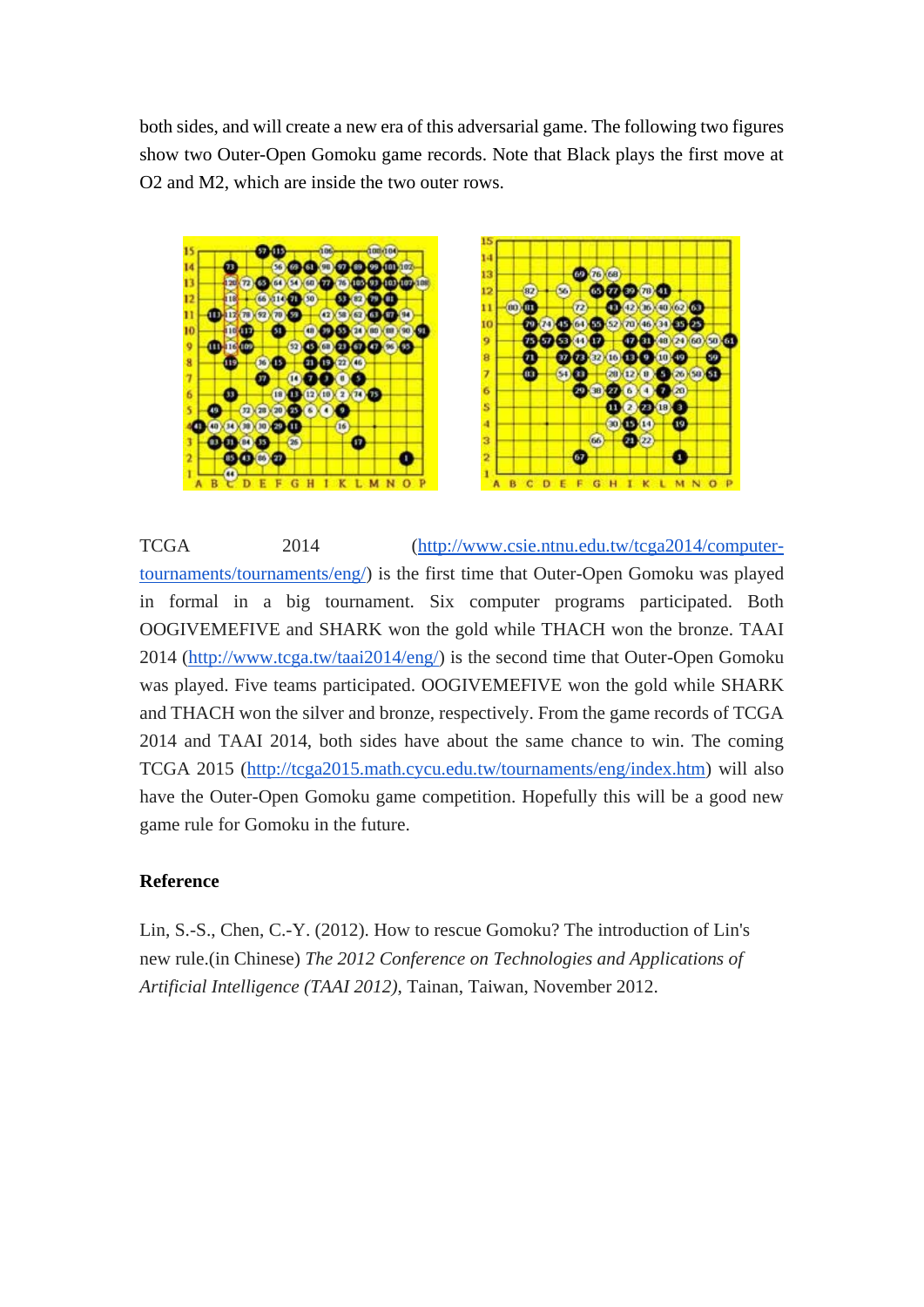both sides, and will create a new era of this adversarial game. The following two figures show two Outer-Open Gomoku game records. Note that Black plays the first move at O2 and M2, which are inside the two outer rows.

TCGA 2014 (http://www.csie.ntnu.edu.tw/tcga2014/computer-tournaments/tournaments/eng/) is the first time that Outer-Open Gomoku was played in formal in a big tournament. Six computer programs participated. Both OOGIVEMEFIVE and SHARK won the gold while THACH won the bronze. TAAI 2014 (http://www.tcga.tw/taai2014/eng/) is the second time that Outer-Open Gomoku was played. Five teams participated. OOGIVEMEFIVE won the gold while SHARK and THACH won the silver and bronze, respectively. From the game records of TCGA 2014 and TAAI 2014, both sides have about the same chance to win. The coming TCGA 2015 (http://tcga2015.math.cycu.edu.tw/tournaments/eng/index.htm) will also have the Outer-Open Gomoku game competition. Hopefully this will be a good new game rule for Gomoku in the future.

**Reference**

Lin, S.-S., Chen, C.-Y. (2012). How to rescue Gomoku? The introduction of Lin's new rule.(in Chinese) *The 2012 Conference on Technologies and Applications of Artificial Intelligence (TAAI 2012)*, Tainan, Taiwan, November 2012.